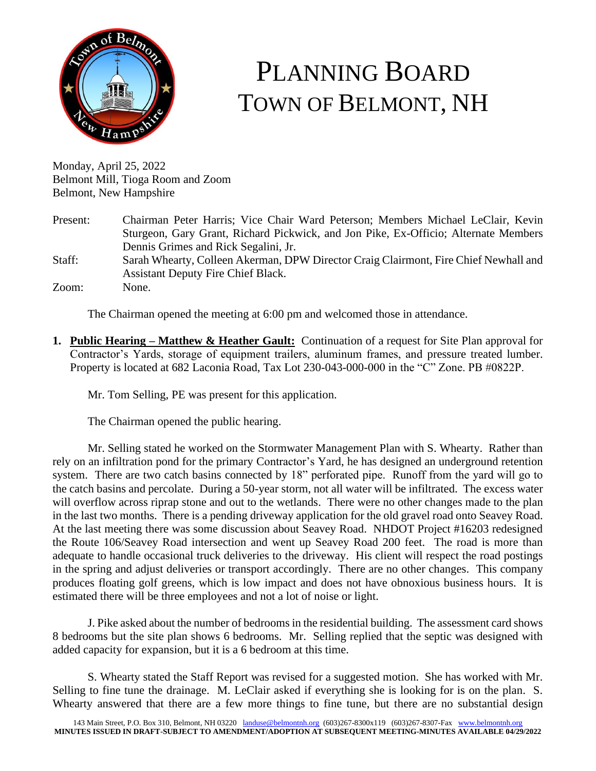# PLANNING BOARD
# TOWN OF BELMONT, NH

Monday, April 25, 2022
Belmont Mill, Tioga Room and Zoom
Belmont, New Hampshire

Present: Chairman Peter Harris; Vice Chair Ward Peterson; Members Michael LeClair, Kevin Sturgeon, Gary Grant, Richard Pickwick, and Jon Pike, Ex-Officio; Alternate Members Dennis Grimes and Rick Segalini, Jr.

Staff: Sarah Whearty, Colleen Akerman, DPW Director Craig Clairmont, Fire Chief Newhall and Assistant Deputy Fire Chief Black.

Zoom: None.

The Chairman opened the meeting at 6:00 pm and welcomed those in attendance.

1. **Public Hearing – Matthew & Heather Gault:** Continuation of a request for Site Plan approval for Contractor's Yards, storage of equipment trailers, aluminum frames, and pressure treated lumber. Property is located at 682 Laconia Road, Tax Lot 230-043-000-000 in the "C" Zone. PB #0822P.

   Mr. Tom Selling, PE was present for this application.

   The Chairman opened the public hearing.

Mr. Selling stated he worked on the Stormwater Management Plan with S. Whearty. Rather than rely on an infiltration pond for the primary Contractor's Yard, he has designed an underground retention system. There are two catch basins connected by 18" perforated pipe. Runoff from the yard will go to the catch basins and percolate. During a 50-year storm, not all water will be infiltrated. The excess water will overflow across riprap stone and out to the wetlands. There were no other changes made to the plan in the last two months. There is a pending driveway application for the old gravel road onto Seavey Road. At the last meeting there was some discussion about Seavey Road. NHDOT Project #16203 redesigned the Route 106/Seavey Road intersection and went up Seavey Road 200 feet. The road is more than adequate to handle occasional truck deliveries to the driveway. His client will respect the road postings in the spring and adjust deliveries or transport accordingly. There are no other changes. This company produces floating golf greens, which is low impact and does not have obnoxious business hours. It is estimated there will be three employees and not a lot of noise or light.

J. Pike asked about the number of bedrooms in the residential building. The assessment card shows 8 bedrooms but the site plan shows 6 bedrooms. Mr. Selling replied that the septic was designed with added capacity for expansion, but it is a 6 bedroom at this time.

S. Whearty stated the Staff Report was revised for a suggested motion. She has worked with Mr. Selling to fine tune the drainage. M. LeClair asked if everything she is looking for is on the plan. S. Whearty answered that there are a few more things to fine tune, but there are no substantial design

143 Main Street, P.O. Box 310, Belmont, NH 03220 landuse@belmontnh.org (603)267-8300x119 (603)267-8307-Fax www.belmontnh.org
**MINUTES ISSUED IN DRAFT-SUBJECT TO AMENDMENT/ADOPTION AT SUBSEQUENT MEETING-MINUTES AVAILABLE 04/29/2022**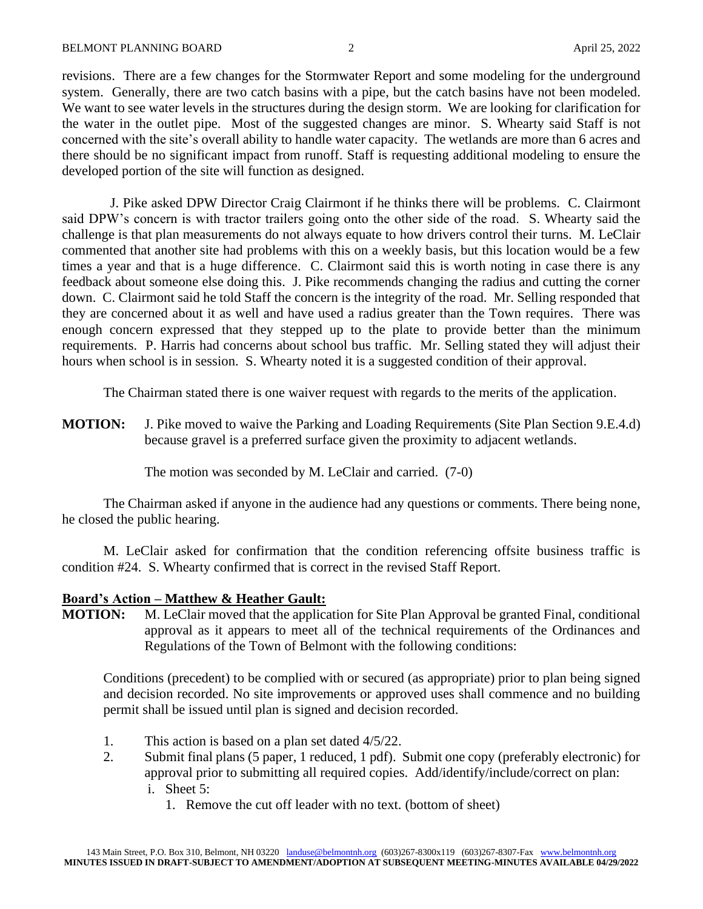revisions. There are a few changes for the Stormwater Report and some modeling for the underground system. Generally, there are two catch basins with a pipe, but the catch basins have not been modeled. We want to see water levels in the structures during the design storm. We are looking for clarification for the water in the outlet pipe. Most of the suggested changes are minor. S. Whearty said Staff is not concerned with the site's overall ability to handle water capacity. The wetlands are more than 6 acres and there should be no significant impact from runoff. Staff is requesting additional modeling to ensure the developed portion of the site will function as designed.

J. Pike asked DPW Director Craig Clairmont if he thinks there will be problems. C. Clairmont said DPW's concern is with tractor trailers going onto the other side of the road. S. Whearty said the challenge is that plan measurements do not always equate to how drivers control their turns. M. LeClair commented that another site had problems with this on a weekly basis, but this location would be a few times a year and that is a huge difference. C. Clairmont said this is worth noting in case there is any feedback about someone else doing this. J. Pike recommends changing the radius and cutting the corner down. C. Clairmont said he told Staff the concern is the integrity of the road. Mr. Selling responded that they are concerned about it as well and have used a radius greater than the Town requires. There was enough concern expressed that they stepped up to the plate to provide better than the minimum requirements. P. Harris had concerns about school bus traffic. Mr. Selling stated they will adjust their hours when school is in session. S. Whearty noted it is a suggested condition of their approval.

The Chairman stated there is one waiver request with regards to the merits of the application.

**MOTION:** J. Pike moved to waive the Parking and Loading Requirements (Site Plan Section 9.E.4.d) because gravel is a preferred surface given the proximity to adjacent wetlands.

The motion was seconded by M. LeClair and carried. (7-0)

The Chairman asked if anyone in the audience had any questions or comments. There being none, he closed the public hearing.

M. LeClair asked for confirmation that the condition referencing offsite business traffic is condition #24. S. Whearty confirmed that is correct in the revised Staff Report.

**Board's Action – Matthew & Heather Gault:**

**MOTION:** M. LeClair moved that the application for Site Plan Approval be granted Final, conditional approval as it appears to meet all of the technical requirements of the Ordinances and Regulations of the Town of Belmont with the following conditions:

Conditions (precedent) to be complied with or secured (as appropriate) prior to plan being signed and decision recorded. No site improvements or approved uses shall commence and no building permit shall be issued until plan is signed and decision recorded.

1. This action is based on a plan set dated 4/5/22.
2. Submit final plans (5 paper, 1 reduced, 1 pdf). Submit one copy (preferably electronic) for approval prior to submitting all required copies. Add/identify/include/correct on plan:
   i. Sheet 5:
      1. Remove the cut off leader with no text. (bottom of sheet)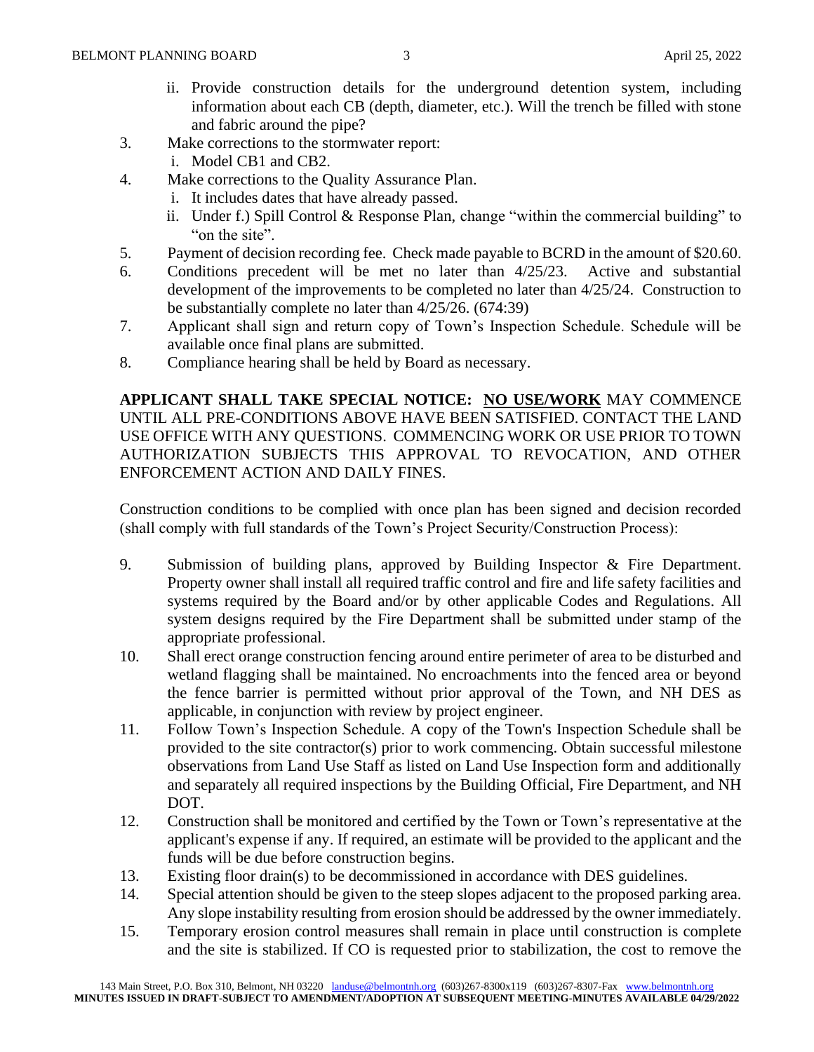ii. Provide construction details for the underground detention system, including information about each CB (depth, diameter, etc.). Will the trench be filled with stone and fabric around the pipe?

3. Make corrections to the stormwater report:
   i. Model CB1 and CB2.
4. Make corrections to the Quality Assurance Plan.
   i. It includes dates that have already passed.
   ii. Under f.) Spill Control & Response Plan, change "within the commercial building" to "on the site".
5. Payment of decision recording fee. Check made payable to BCRD in the amount of $20.60.
6. Conditions precedent will be met no later than 4/25/23. Active and substantial development of the improvements to be completed no later than 4/25/24. Construction to be substantially complete no later than 4/25/26. (674:39)
7. Applicant shall sign and return copy of Town's Inspection Schedule. Schedule will be available once final plans are submitted.
8. Compliance hearing shall be held by Board as necessary.

**APPLICANT SHALL TAKE SPECIAL NOTICE:** **<u>NO USE/WORK</u>** MAY COMMENCE UNTIL ALL PRE-CONDITIONS ABOVE HAVE BEEN SATISFIED. CONTACT THE LAND USE OFFICE WITH ANY QUESTIONS. COMMENCING WORK OR USE PRIOR TO TOWN AUTHORIZATION SUBJECTS THIS APPROVAL TO REVOCATION, AND OTHER ENFORCEMENT ACTION AND DAILY FINES.

Construction conditions to be complied with once plan has been signed and decision recorded (shall comply with full standards of the Town's Project Security/Construction Process):

9. Submission of building plans, approved by Building Inspector & Fire Department. Property owner shall install all required traffic control and fire and life safety facilities and systems required by the Board and/or by other applicable Codes and Regulations. All system designs required by the Fire Department shall be submitted under stamp of the appropriate professional.
10. Shall erect orange construction fencing around entire perimeter of area to be disturbed and wetland flagging shall be maintained. No encroachments into the fenced area or beyond the fence barrier is permitted without prior approval of the Town, and NH DES as applicable, in conjunction with review by project engineer.
11. Follow Town's Inspection Schedule. A copy of the Town's Inspection Schedule shall be provided to the site contractor(s) prior to work commencing. Obtain successful milestone observations from Land Use Staff as listed on Land Use Inspection form and additionally and separately all required inspections by the Building Official, Fire Department, and NH DOT.
12. Construction shall be monitored and certified by the Town or Town's representative at the applicant's expense if any. If required, an estimate will be provided to the applicant and the funds will be due before construction begins.
13. Existing floor drain(s) to be decommissioned in accordance with DES guidelines.
14. Special attention should be given to the steep slopes adjacent to the proposed parking area. Any slope instability resulting from erosion should be addressed by the owner immediately.
15. Temporary erosion control measures shall remain in place until construction is complete and the site is stabilized. If CO is requested prior to stabilization, the cost to remove the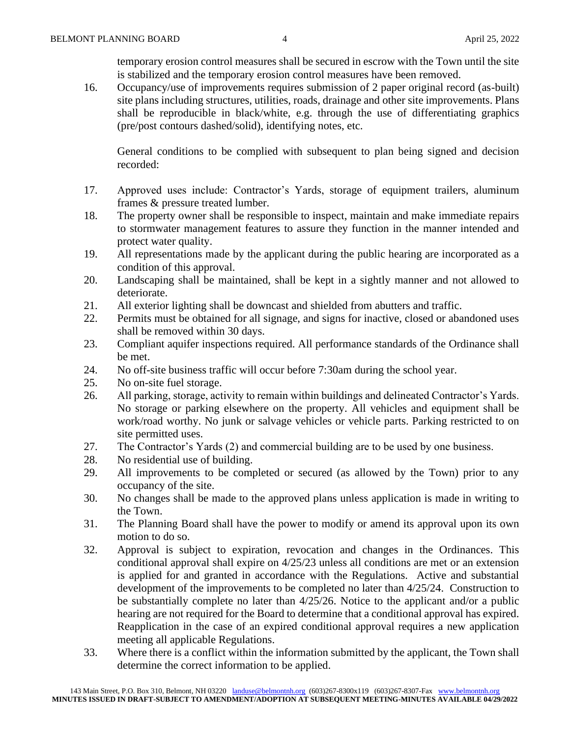temporary erosion control measures shall be secured in escrow with the Town until the site is stabilized and the temporary erosion control measures have been removed.

16. Occupancy/use of improvements requires submission of 2 paper original record (as-built) site plans including structures, utilities, roads, drainage and other site improvements. Plans shall be reproducible in black/white, e.g. through the use of differentiating graphics (pre/post contours dashed/solid), identifying notes, etc.

    General conditions to be complied with subsequent to plan being signed and decision recorded:

17. Approved uses include: Contractor's Yards, storage of equipment trailers, aluminum frames & pressure treated lumber.
18. The property owner shall be responsible to inspect, maintain and make immediate repairs to stormwater management features to assure they function in the manner intended and protect water quality.
19. All representations made by the applicant during the public hearing are incorporated as a condition of this approval.
20. Landscaping shall be maintained, shall be kept in a sightly manner and not allowed to deteriorate.
21. All exterior lighting shall be downcast and shielded from abutters and traffic.
22. Permits must be obtained for all signage, and signs for inactive, closed or abandoned uses shall be removed within 30 days.
23. Compliant aquifer inspections required. All performance standards of the Ordinance shall be met.
24. No off-site business traffic will occur before 7:30am during the school year.
25. No on-site fuel storage.
26. All parking, storage, activity to remain within buildings and delineated Contractor's Yards. No storage or parking elsewhere on the property. All vehicles and equipment shall be work/road worthy. No junk or salvage vehicles or vehicle parts. Parking restricted to on site permitted uses.
27. The Contractor's Yards (2) and commercial building are to be used by one business.
28. No residential use of building.
29. All improvements to be completed or secured (as allowed by the Town) prior to any occupancy of the site.
30. No changes shall be made to the approved plans unless application is made in writing to the Town.
31. The Planning Board shall have the power to modify or amend its approval upon its own motion to do so.
32. Approval is subject to expiration, revocation and changes in the Ordinances. This conditional approval shall expire on 4/25/23 unless all conditions are met or an extension is applied for and granted in accordance with the Regulations. Active and substantial development of the improvements to be completed no later than 4/25/24. Construction to be substantially complete no later than 4/25/26. Notice to the applicant and/or a public hearing are not required for the Board to determine that a conditional approval has expired. Reapplication in the case of an expired conditional approval requires a new application meeting all applicable Regulations.
33. Where there is a conflict within the information submitted by the applicant, the Town shall determine the correct information to be applied.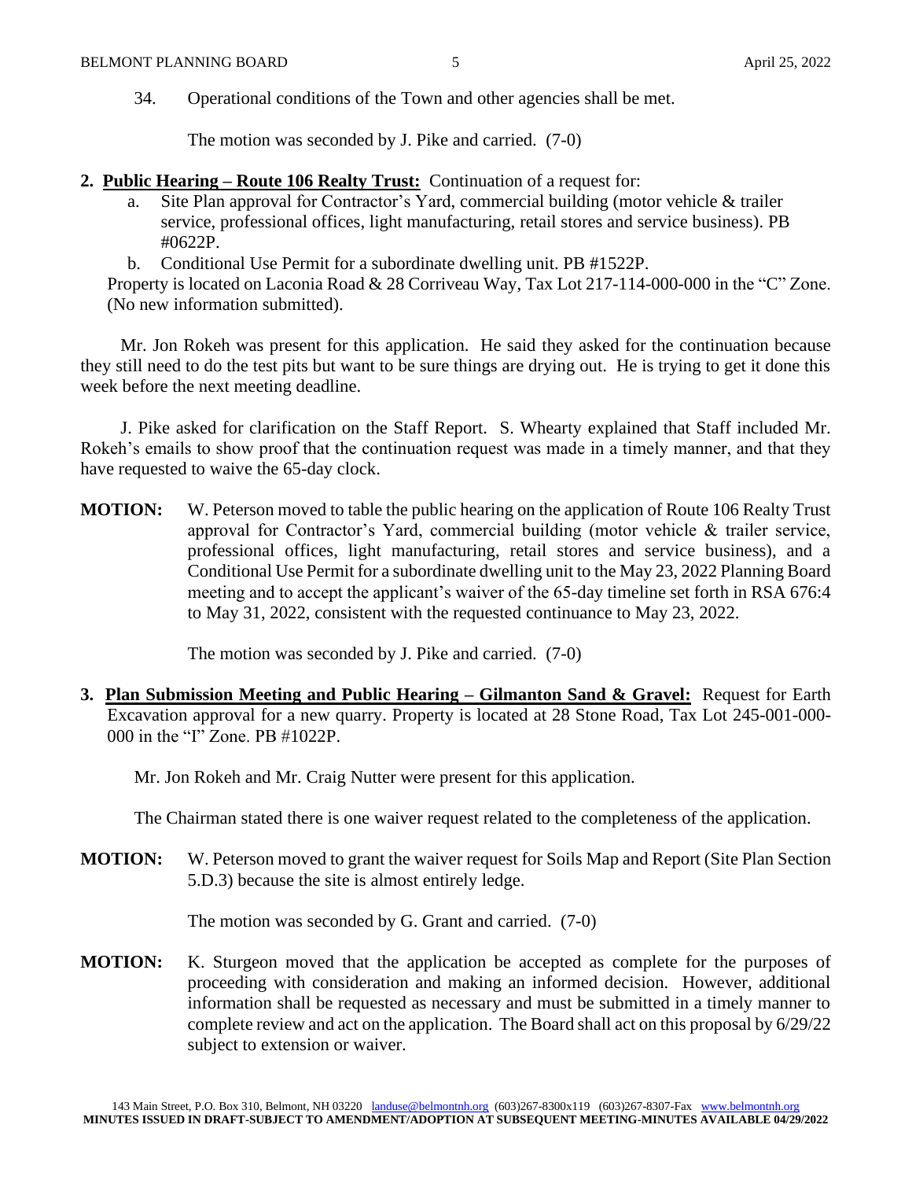34. Operational conditions of the Town and other agencies shall be met.

The motion was seconded by J. Pike and carried. (7-0)

**2. Public Hearing – Route 106 Realty Trust:** Continuation of a request for:

a. Site Plan approval for Contractor's Yard, commercial building (motor vehicle & trailer service, professional offices, light manufacturing, retail stores and service business). PB #0622P.

b. Conditional Use Permit for a subordinate dwelling unit. PB #1522P.

Property is located on Laconia Road & 28 Corriveau Way, Tax Lot 217-114-000-000 in the "C" Zone. (No new information submitted).

Mr. Jon Rokeh was present for this application. He said they asked for the continuation because they still need to do the test pits but want to be sure things are drying out. He is trying to get it done this week before the next meeting deadline.

J. Pike asked for clarification on the Staff Report. S. Whearty explained that Staff included Mr. Rokeh's emails to show proof that the continuation request was made in a timely manner, and that they have requested to waive the 65-day clock.

**MOTION:** W. Peterson moved to table the public hearing on the application of Route 106 Realty Trust approval for Contractor's Yard, commercial building (motor vehicle & trailer service, professional offices, light manufacturing, retail stores and service business), and a Conditional Use Permit for a subordinate dwelling unit to the May 23, 2022 Planning Board meeting and to accept the applicant's waiver of the 65-day timeline set forth in RSA 676:4 to May 31, 2022, consistent with the requested continuance to May 23, 2022.

The motion was seconded by J. Pike and carried. (7-0)

**3. Plan Submission Meeting and Public Hearing – Gilmanton Sand & Gravel:** Request for Earth Excavation approval for a new quarry. Property is located at 28 Stone Road, Tax Lot 245-001-000-000 in the "I" Zone. PB #1022P.

Mr. Jon Rokeh and Mr. Craig Nutter were present for this application.

The Chairman stated there is one waiver request related to the completeness of the application.

**MOTION:** W. Peterson moved to grant the waiver request for Soils Map and Report (Site Plan Section 5.D.3) because the site is almost entirely ledge.

The motion was seconded by G. Grant and carried. (7-0)

**MOTION:** K. Sturgeon moved that the application be accepted as complete for the purposes of proceeding with consideration and making an informed decision. However, additional information shall be requested as necessary and must be submitted in a timely manner to complete review and act on the application. The Board shall act on this proposal by 6/29/22 subject to extension or waiver.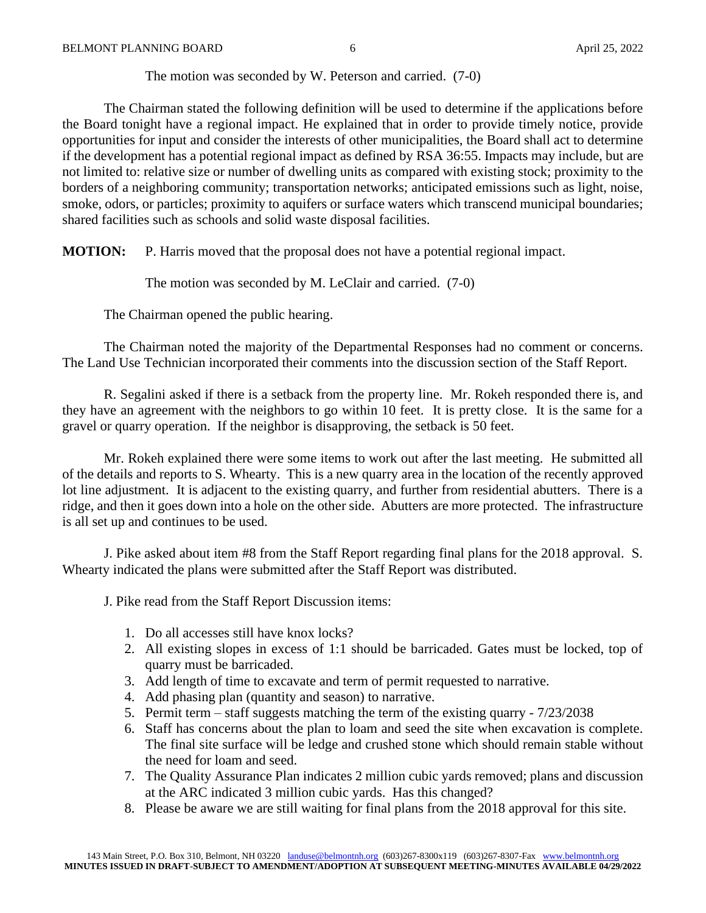The motion was seconded by W. Peterson and carried. (7-0)

The Chairman stated the following definition will be used to determine if the applications before the Board tonight have a regional impact. He explained that in order to provide timely notice, provide opportunities for input and consider the interests of other municipalities, the Board shall act to determine if the development has a potential regional impact as defined by RSA 36:55. Impacts may include, but are not limited to: relative size or number of dwelling units as compared with existing stock; proximity to the borders of a neighboring community; transportation networks; anticipated emissions such as light, noise, smoke, odors, or particles; proximity to aquifers or surface waters which transcend municipal boundaries; shared facilities such as schools and solid waste disposal facilities.

**MOTION:** P. Harris moved that the proposal does not have a potential regional impact.

The motion was seconded by M. LeClair and carried. (7-0)

The Chairman opened the public hearing.

The Chairman noted the majority of the Departmental Responses had no comment or concerns. The Land Use Technician incorporated their comments into the discussion section of the Staff Report.

R. Segalini asked if there is a setback from the property line. Mr. Rokeh responded there is, and they have an agreement with the neighbors to go within 10 feet. It is pretty close. It is the same for a gravel or quarry operation. If the neighbor is disapproving, the setback is 50 feet.

Mr. Rokeh explained there were some items to work out after the last meeting. He submitted all of the details and reports to S. Whearty. This is a new quarry area in the location of the recently approved lot line adjustment. It is adjacent to the existing quarry, and further from residential abutters. There is a ridge, and then it goes down into a hole on the other side. Abutters are more protected. The infrastructure is all set up and continues to be used.

J. Pike asked about item #8 from the Staff Report regarding final plans for the 2018 approval. S. Whearty indicated the plans were submitted after the Staff Report was distributed.

J. Pike read from the Staff Report Discussion items:

1. Do all accesses still have knox locks?
2. All existing slopes in excess of 1:1 should be barricaded. Gates must be locked, top of quarry must be barricaded.
3. Add length of time to excavate and term of permit requested to narrative.
4. Add phasing plan (quantity and season) to narrative.
5. Permit term – staff suggests matching the term of the existing quarry - 7/23/2038
6. Staff has concerns about the plan to loam and seed the site when excavation is complete. The final site surface will be ledge and crushed stone which should remain stable without the need for loam and seed.
7. The Quality Assurance Plan indicates 2 million cubic yards removed; plans and discussion at the ARC indicated 3 million cubic yards. Has this changed?
8. Please be aware we are still waiting for final plans from the 2018 approval for this site.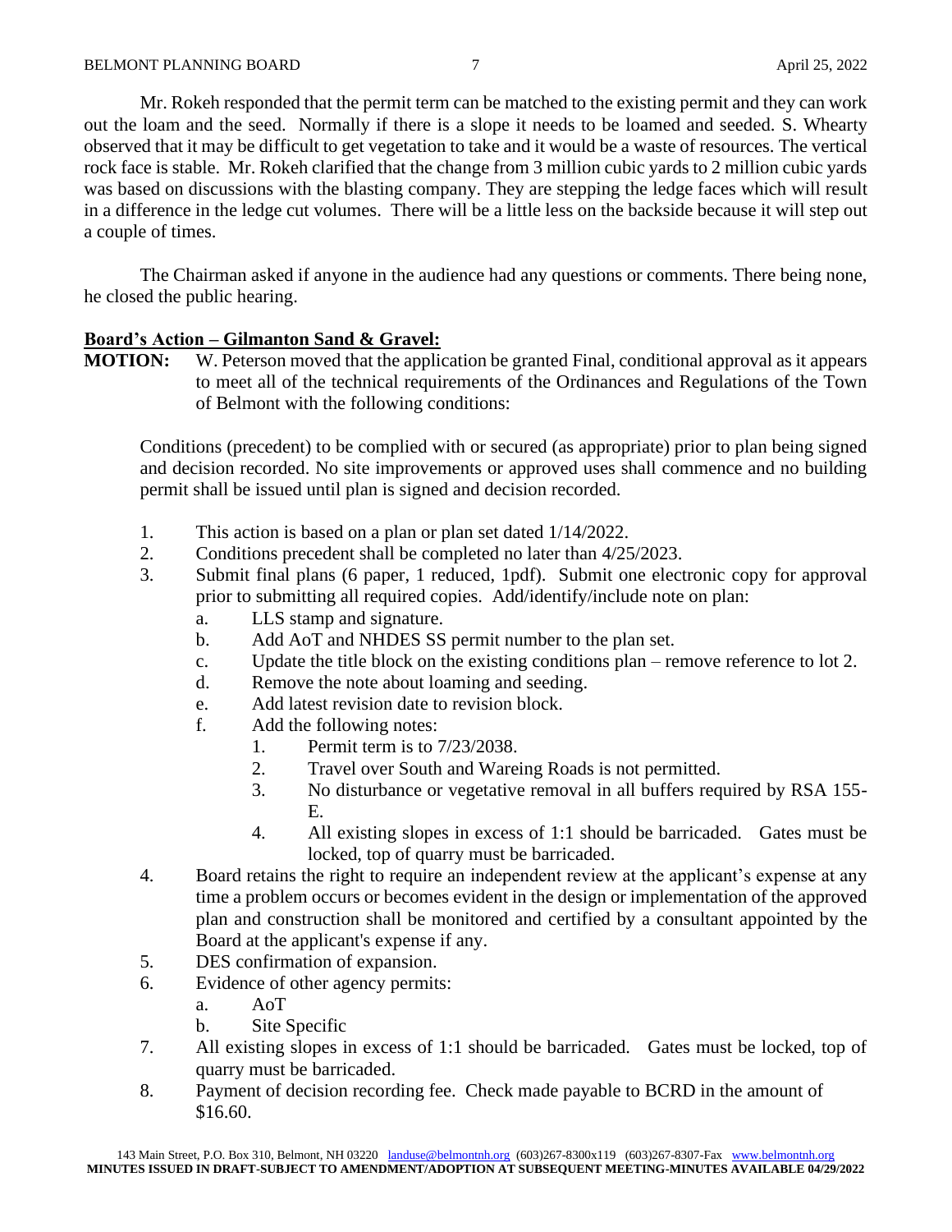Mr. Rokeh responded that the permit term can be matched to the existing permit and they can work out the loam and the seed. Normally if there is a slope it needs to be loamed and seeded. S. Whearty observed that it may be difficult to get vegetation to take and it would be a waste of resources. The vertical rock face is stable. Mr. Rokeh clarified that the change from 3 million cubic yards to 2 million cubic yards was based on discussions with the blasting company. They are stepping the ledge faces which will result in a difference in the ledge cut volumes. There will be a little less on the backside because it will step out a couple of times.

The Chairman asked if anyone in the audience had any questions or comments. There being none, he closed the public hearing.

**Board's Action – Gilmanton Sand & Gravel:**

**MOTION:** W. Peterson moved that the application be granted Final, conditional approval as it appears to meet all of the technical requirements of the Ordinances and Regulations of the Town of Belmont with the following conditions:

Conditions (precedent) to be complied with or secured (as appropriate) prior to plan being signed and decision recorded. No site improvements or approved uses shall commence and no building permit shall be issued until plan is signed and decision recorded.

1. This action is based on a plan or plan set dated 1/14/2022.
2. Conditions precedent shall be completed no later than 4/25/2023.
3. Submit final plans (6 paper, 1 reduced, 1pdf). Submit one electronic copy for approval prior to submitting all required copies. Add/identify/include note on plan:
   a. LLS stamp and signature.
   b. Add AoT and NHDES SS permit number to the plan set.
   c. Update the title block on the existing conditions plan – remove reference to lot 2.
   d. Remove the note about loaming and seeding.
   e. Add latest revision date to revision block.
   f. Add the following notes:
      1. Permit term is to 7/23/2038.
      2. Travel over South and Wareing Roads is not permitted.
      3. No disturbance or vegetative removal in all buffers required by RSA 155-E.
      4. All existing slopes in excess of 1:1 should be barricaded. Gates must be locked, top of quarry must be barricaded.
4. Board retains the right to require an independent review at the applicant's expense at any time a problem occurs or becomes evident in the design or implementation of the approved plan and construction shall be monitored and certified by a consultant appointed by the Board at the applicant's expense if any.
5. DES confirmation of expansion.
6. Evidence of other agency permits:
   a. AoT
   b. Site Specific
7. All existing slopes in excess of 1:1 should be barricaded. Gates must be locked, top of quarry must be barricaded.
8. Payment of decision recording fee. Check made payable to BCRD in the amount of $16.60.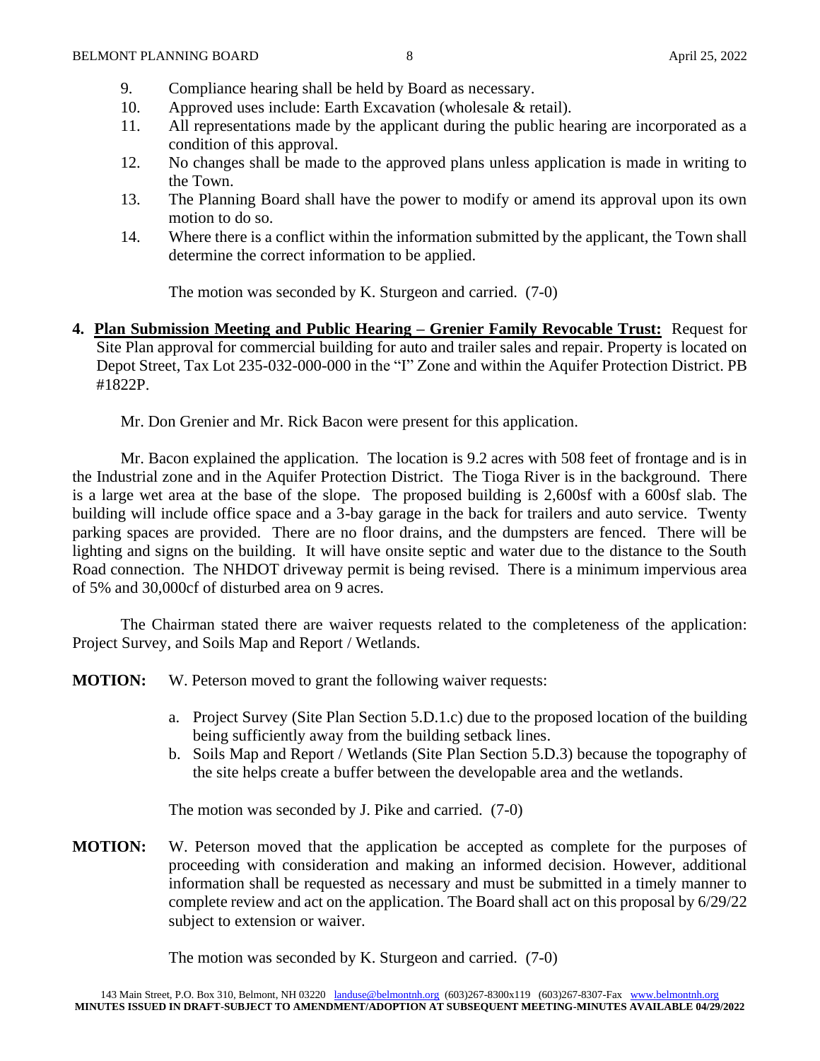9. Compliance hearing shall be held by Board as necessary.
10. Approved uses include: Earth Excavation (wholesale & retail).
11. All representations made by the applicant during the public hearing are incorporated as a condition of this approval.
12. No changes shall be made to the approved plans unless application is made in writing to the Town.
13. The Planning Board shall have the power to modify or amend its approval upon its own motion to do so.
14. Where there is a conflict within the information submitted by the applicant, the Town shall determine the correct information to be applied.

The motion was seconded by K. Sturgeon and carried. (7-0)

**4. <u>Plan Submission Meeting and Public Hearing – Grenier Family Revocable Trust:</u>** Request for Site Plan approval for commercial building for auto and trailer sales and repair. Property is located on Depot Street, Tax Lot 235-032-000-000 in the "I" Zone and within the Aquifer Protection District. PB #1822P.

Mr. Don Grenier and Mr. Rick Bacon were present for this application.

Mr. Bacon explained the application. The location is 9.2 acres with 508 feet of frontage and is in the Industrial zone and in the Aquifer Protection District. The Tioga River is in the background. There is a large wet area at the base of the slope. The proposed building is 2,600sf with a 600sf slab. The building will include office space and a 3-bay garage in the back for trailers and auto service. Twenty parking spaces are provided. There are no floor drains, and the dumpsters are fenced. There will be lighting and signs on the building. It will have onsite septic and water due to the distance to the South Road connection. The NHDOT driveway permit is being revised. There is a minimum impervious area of 5% and 30,000cf of disturbed area on 9 acres.

The Chairman stated there are waiver requests related to the completeness of the application: Project Survey, and Soils Map and Report / Wetlands.

**MOTION:** W. Peterson moved to grant the following waiver requests:

a. Project Survey (Site Plan Section 5.D.1.c) due to the proposed location of the building being sufficiently away from the building setback lines.
b. Soils Map and Report / Wetlands (Site Plan Section 5.D.3) because the topography of the site helps create a buffer between the developable area and the wetlands.

The motion was seconded by J. Pike and carried. (7-0)

**MOTION:** W. Peterson moved that the application be accepted as complete for the purposes of proceeding with consideration and making an informed decision. However, additional information shall be requested as necessary and must be submitted in a timely manner to complete review and act on the application. The Board shall act on this proposal by 6/29/22 subject to extension or waiver.

The motion was seconded by K. Sturgeon and carried. (7-0)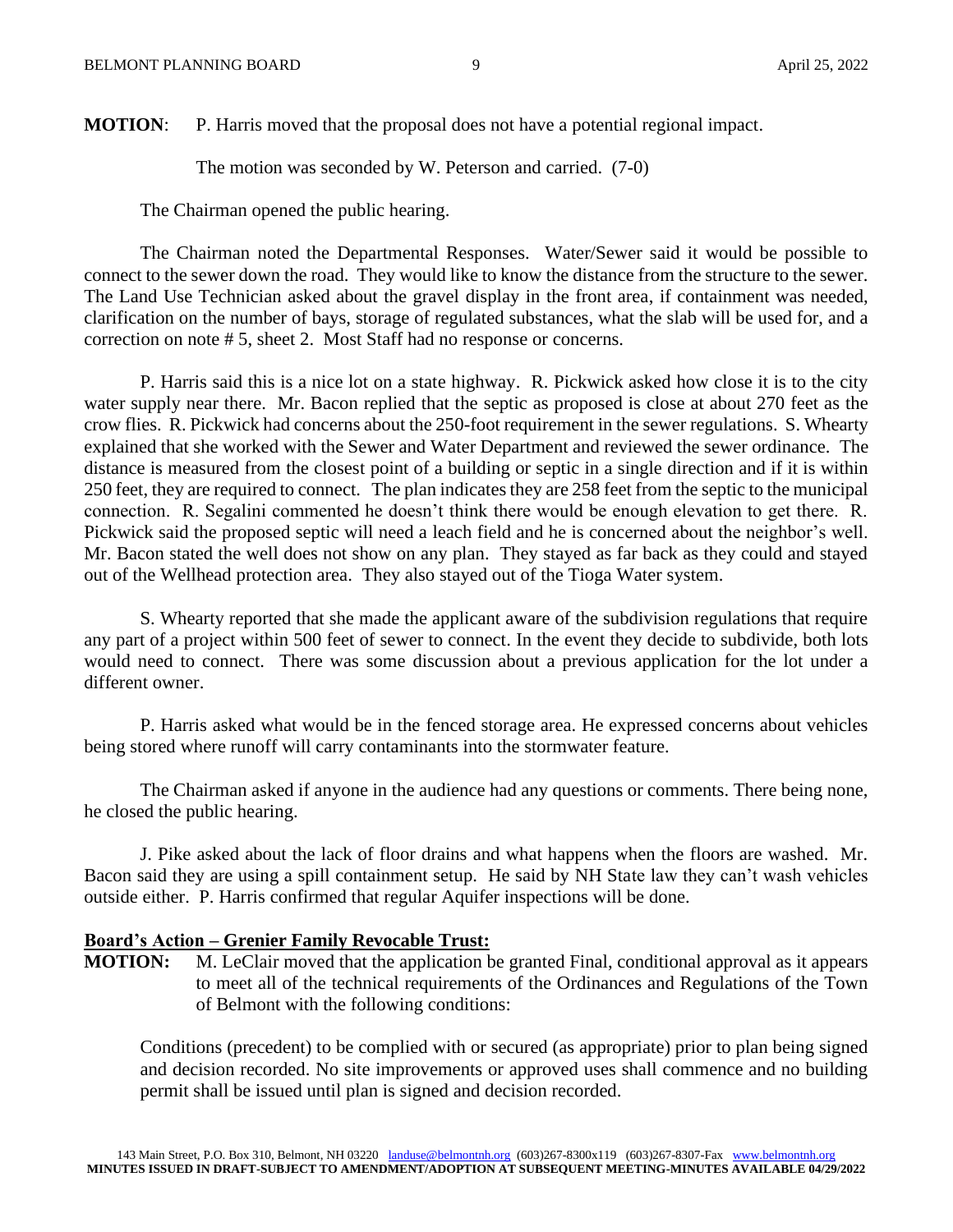**MOTION**: P. Harris moved that the proposal does not have a potential regional impact.

The motion was seconded by W. Peterson and carried. (7-0)

The Chairman opened the public hearing.

The Chairman noted the Departmental Responses. Water/Sewer said it would be possible to connect to the sewer down the road. They would like to know the distance from the structure to the sewer. The Land Use Technician asked about the gravel display in the front area, if containment was needed, clarification on the number of bays, storage of regulated substances, what the slab will be used for, and a correction on note # 5, sheet 2. Most Staff had no response or concerns.

P. Harris said this is a nice lot on a state highway. R. Pickwick asked how close it is to the city water supply near there. Mr. Bacon replied that the septic as proposed is close at about 270 feet as the crow flies. R. Pickwick had concerns about the 250-foot requirement in the sewer regulations. S. Whearty explained that she worked with the Sewer and Water Department and reviewed the sewer ordinance. The distance is measured from the closest point of a building or septic in a single direction and if it is within 250 feet, they are required to connect. The plan indicates they are 258 feet from the septic to the municipal connection. R. Segalini commented he doesn't think there would be enough elevation to get there. R. Pickwick said the proposed septic will need a leach field and he is concerned about the neighbor's well. Mr. Bacon stated the well does not show on any plan. They stayed as far back as they could and stayed out of the Wellhead protection area. They also stayed out of the Tioga Water system.

S. Whearty reported that she made the applicant aware of the subdivision regulations that require any part of a project within 500 feet of sewer to connect. In the event they decide to subdivide, both lots would need to connect. There was some discussion about a previous application for the lot under a different owner.

P. Harris asked what would be in the fenced storage area. He expressed concerns about vehicles being stored where runoff will carry contaminants into the stormwater feature.

The Chairman asked if anyone in the audience had any questions or comments. There being none, he closed the public hearing.

J. Pike asked about the lack of floor drains and what happens when the floors are washed. Mr. Bacon said they are using a spill containment setup. He said by NH State law they can't wash vehicles outside either. P. Harris confirmed that regular Aquifer inspections will be done.

**Board's Action – Grenier Family Revocable Trust:**

**MOTION:** M. LeClair moved that the application be granted Final, conditional approval as it appears to meet all of the technical requirements of the Ordinances and Regulations of the Town of Belmont with the following conditions:

Conditions (precedent) to be complied with or secured (as appropriate) prior to plan being signed and decision recorded. No site improvements or approved uses shall commence and no building permit shall be issued until plan is signed and decision recorded.

143 Main Street, P.O. Box 310, Belmont, NH 03220 landuse@belmontnh.org (603)267-8300x119 (603)267-8307-Fax www.belmontnh.org
**MINUTES ISSUED IN DRAFT-SUBJECT TO AMENDMENT/ADOPTION AT SUBSEQUENT MEETING-MINUTES AVAILABLE 04/29/2022**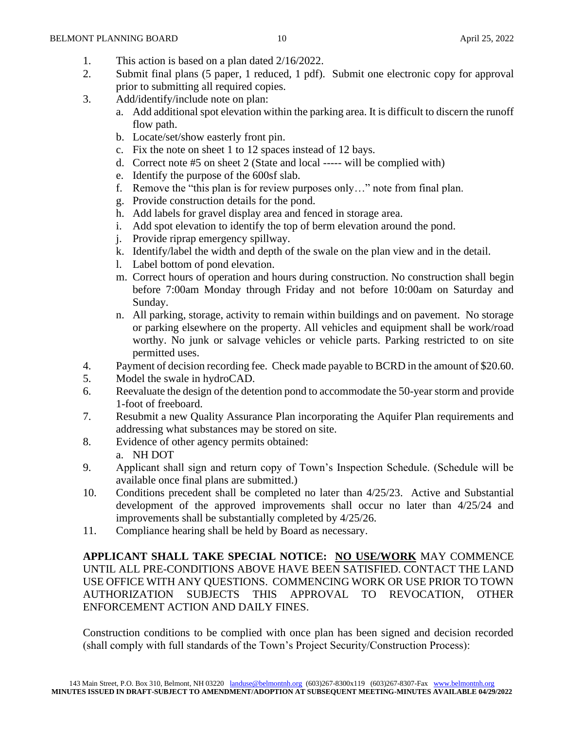1. This action is based on a plan dated 2/16/2022.
2. Submit final plans (5 paper, 1 reduced, 1 pdf). Submit one electronic copy for approval prior to submitting all required copies.
3. Add/identify/include note on plan:
   a. Add additional spot elevation within the parking area. It is difficult to discern the runoff flow path.
   b. Locate/set/show easterly front pin.
   c. Fix the note on sheet 1 to 12 spaces instead of 12 bays.
   d. Correct note #5 on sheet 2 (State and local ----- will be complied with)
   e. Identify the purpose of the 600sf slab.
   f. Remove the "this plan is for review purposes only…" note from final plan.
   g. Provide construction details for the pond.
   h. Add labels for gravel display area and fenced in storage area.
   i. Add spot elevation to identify the top of berm elevation around the pond.
   j. Provide riprap emergency spillway.
   k. Identify/label the width and depth of the swale on the plan view and in the detail.
   l. Label bottom of pond elevation.
   m. Correct hours of operation and hours during construction. No construction shall begin before 7:00am Monday through Friday and not before 10:00am on Saturday and Sunday.
   n. All parking, storage, activity to remain within buildings and on pavement. No storage or parking elsewhere on the property. All vehicles and equipment shall be work/road worthy. No junk or salvage vehicles or vehicle parts. Parking restricted to on site permitted uses.
4. Payment of decision recording fee. Check made payable to BCRD in the amount of $20.60.
5. Model the swale in hydroCAD.
6. Reevaluate the design of the detention pond to accommodate the 50-year storm and provide 1-foot of freeboard.
7. Resubmit a new Quality Assurance Plan incorporating the Aquifer Plan requirements and addressing what substances may be stored on site.
8. Evidence of other agency permits obtained:
   a. NH DOT
9. Applicant shall sign and return copy of Town's Inspection Schedule. (Schedule will be available once final plans are submitted.)
10. Conditions precedent shall be completed no later than 4/25/23. Active and Substantial development of the approved improvements shall occur no later than 4/25/24 and improvements shall be substantially completed by 4/25/26.
11. Compliance hearing shall be held by Board as necessary.

**APPLICANT SHALL TAKE SPECIAL NOTICE: <u>NO USE/WORK</u>** MAY COMMENCE UNTIL ALL PRE-CONDITIONS ABOVE HAVE BEEN SATISFIED. CONTACT THE LAND USE OFFICE WITH ANY QUESTIONS. COMMENCING WORK OR USE PRIOR TO TOWN AUTHORIZATION SUBJECTS THIS APPROVAL TO REVOCATION, OTHER ENFORCEMENT ACTION AND DAILY FINES.

Construction conditions to be complied with once plan has been signed and decision recorded (shall comply with full standards of the Town's Project Security/Construction Process):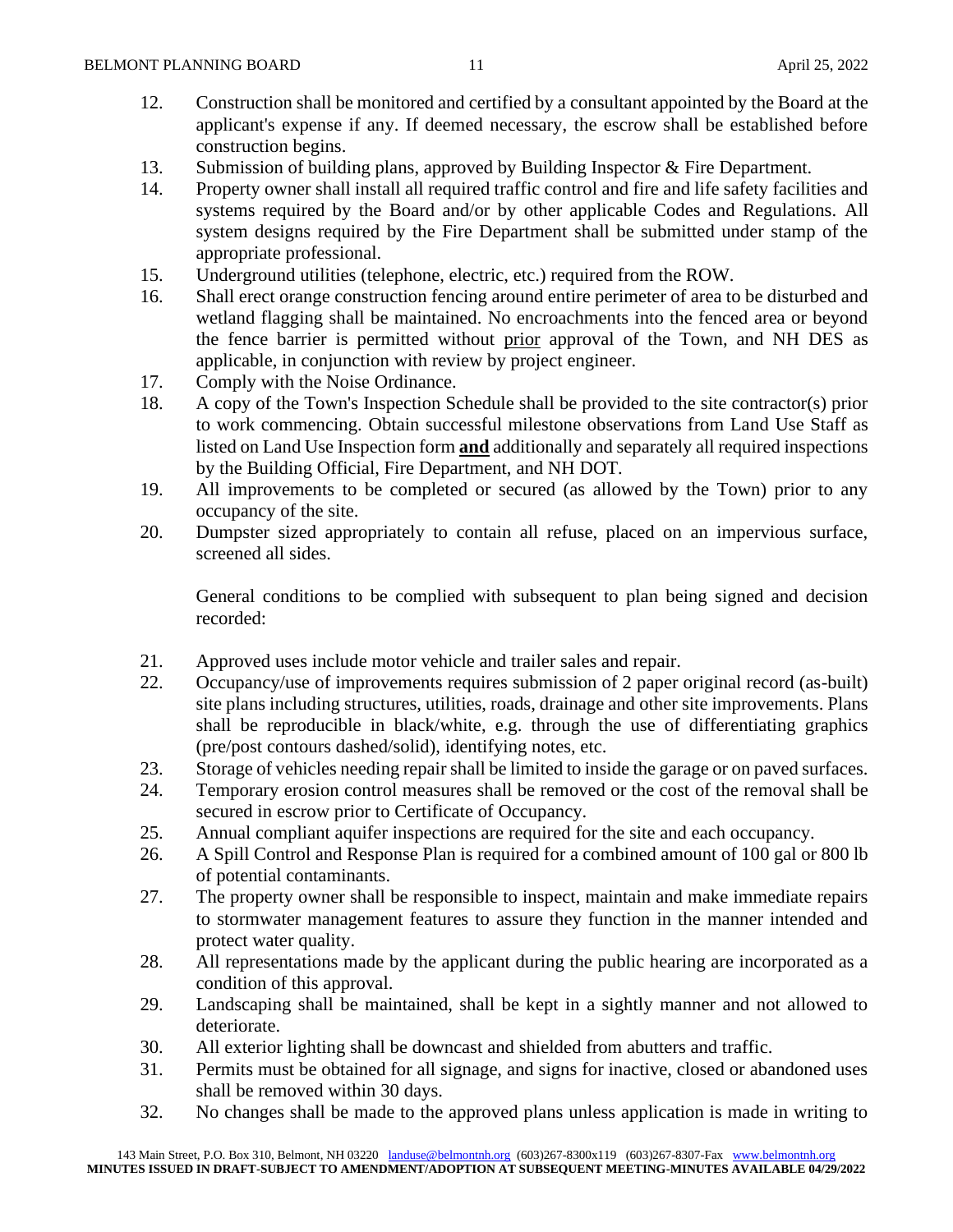12. Construction shall be monitored and certified by a consultant appointed by the Board at the applicant's expense if any. If deemed necessary, the escrow shall be established before construction begins.
13. Submission of building plans, approved by Building Inspector & Fire Department.
14. Property owner shall install all required traffic control and fire and life safety facilities and systems required by the Board and/or by other applicable Codes and Regulations. All system designs required by the Fire Department shall be submitted under stamp of the appropriate professional.
15. Underground utilities (telephone, electric, etc.) required from the ROW.
16. Shall erect orange construction fencing around entire perimeter of area to be disturbed and wetland flagging shall be maintained. No encroachments into the fenced area or beyond the fence barrier is permitted without <u>prior</u> approval of the Town, and NH DES as applicable, in conjunction with review by project engineer.
17. Comply with the Noise Ordinance.
18. A copy of the Town's Inspection Schedule shall be provided to the site contractor(s) prior to work commencing. Obtain successful milestone observations from Land Use Staff as listed on Land Use Inspection form **<u>and</u>** additionally and separately all required inspections by the Building Official, Fire Department, and NH DOT.
19. All improvements to be completed or secured (as allowed by the Town) prior to any occupancy of the site.
20. Dumpster sized appropriately to contain all refuse, placed on an impervious surface, screened all sides.

General conditions to be complied with subsequent to plan being signed and decision recorded:

21. Approved uses include motor vehicle and trailer sales and repair.
22. Occupancy/use of improvements requires submission of 2 paper original record (as-built) site plans including structures, utilities, roads, drainage and other site improvements. Plans shall be reproducible in black/white, e.g. through the use of differentiating graphics (pre/post contours dashed/solid), identifying notes, etc.
23. Storage of vehicles needing repair shall be limited to inside the garage or on paved surfaces.
24. Temporary erosion control measures shall be removed or the cost of the removal shall be secured in escrow prior to Certificate of Occupancy.
25. Annual compliant aquifer inspections are required for the site and each occupancy.
26. A Spill Control and Response Plan is required for a combined amount of 100 gal or 800 lb of potential contaminants.
27. The property owner shall be responsible to inspect, maintain and make immediate repairs to stormwater management features to assure they function in the manner intended and protect water quality.
28. All representations made by the applicant during the public hearing are incorporated as a condition of this approval.
29. Landscaping shall be maintained, shall be kept in a sightly manner and not allowed to deteriorate.
30. All exterior lighting shall be downcast and shielded from abutters and traffic.
31. Permits must be obtained for all signage, and signs for inactive, closed or abandoned uses shall be removed within 30 days.
32. No changes shall be made to the approved plans unless application is made in writing to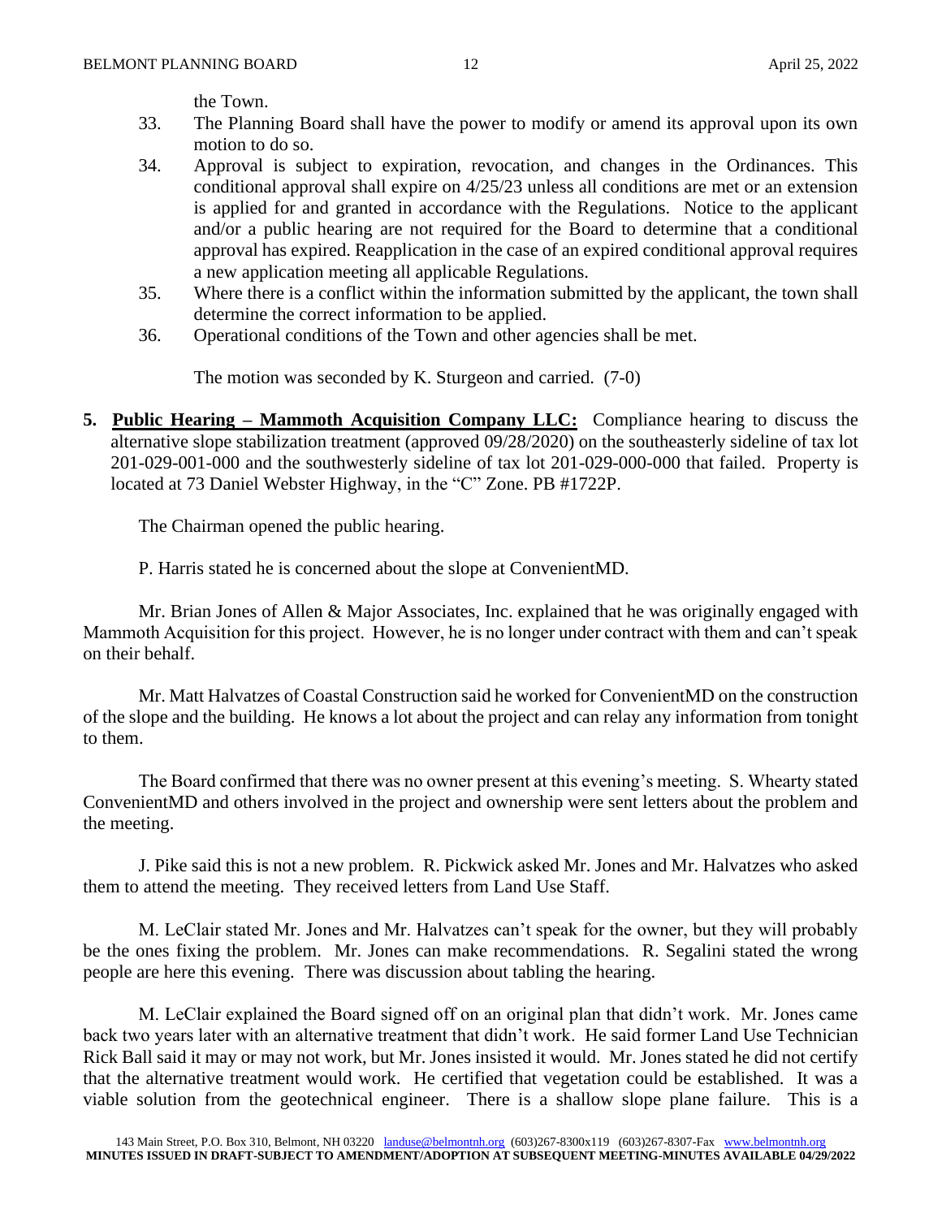the Town.

33. The Planning Board shall have the power to modify or amend its approval upon its own motion to do so.
34. Approval is subject to expiration, revocation, and changes in the Ordinances. This conditional approval shall expire on 4/25/23 unless all conditions are met or an extension is applied for and granted in accordance with the Regulations. Notice to the applicant and/or a public hearing are not required for the Board to determine that a conditional approval has expired. Reapplication in the case of an expired conditional approval requires a new application meeting all applicable Regulations.
35. Where there is a conflict within the information submitted by the applicant, the town shall determine the correct information to be applied.
36. Operational conditions of the Town and other agencies shall be met.

The motion was seconded by K. Sturgeon and carried. (7-0)

**5. Public Hearing – Mammoth Acquisition Company LLC:** Compliance hearing to discuss the alternative slope stabilization treatment (approved 09/28/2020) on the southeasterly sideline of tax lot 201-029-001-000 and the southwesterly sideline of tax lot 201-029-000-000 that failed. Property is located at 73 Daniel Webster Highway, in the "C" Zone. PB #1722P.

The Chairman opened the public hearing.

P. Harris stated he is concerned about the slope at ConvenientMD.

Mr. Brian Jones of Allen & Major Associates, Inc. explained that he was originally engaged with Mammoth Acquisition for this project. However, he is no longer under contract with them and can't speak on their behalf.

Mr. Matt Halvatzes of Coastal Construction said he worked for ConvenientMD on the construction of the slope and the building. He knows a lot about the project and can relay any information from tonight to them.

The Board confirmed that there was no owner present at this evening's meeting. S. Whearty stated ConvenientMD and others involved in the project and ownership were sent letters about the problem and the meeting.

J. Pike said this is not a new problem. R. Pickwick asked Mr. Jones and Mr. Halvatzes who asked them to attend the meeting. They received letters from Land Use Staff.

M. LeClair stated Mr. Jones and Mr. Halvatzes can't speak for the owner, but they will probably be the ones fixing the problem. Mr. Jones can make recommendations. R. Segalini stated the wrong people are here this evening. There was discussion about tabling the hearing.

M. LeClair explained the Board signed off on an original plan that didn't work. Mr. Jones came back two years later with an alternative treatment that didn't work. He said former Land Use Technician Rick Ball said it may or may not work, but Mr. Jones insisted it would. Mr. Jones stated he did not certify that the alternative treatment would work. He certified that vegetation could be established. It was a viable solution from the geotechnical engineer. There is a shallow slope plane failure. This is a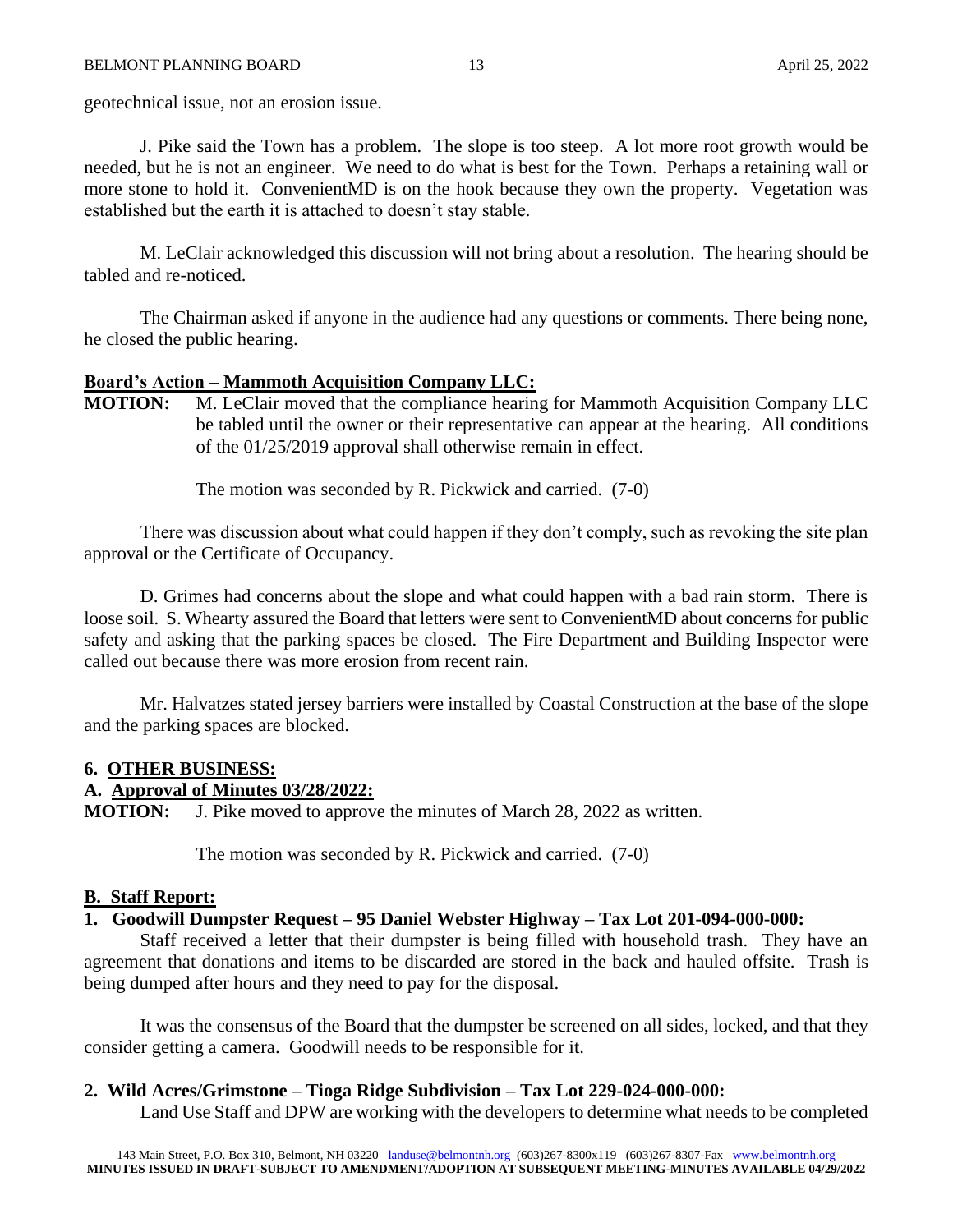geotechnical issue, not an erosion issue.

J. Pike said the Town has a problem. The slope is too steep. A lot more root growth would be needed, but he is not an engineer. We need to do what is best for the Town. Perhaps a retaining wall or more stone to hold it. ConvenientMD is on the hook because they own the property. Vegetation was established but the earth it is attached to doesn't stay stable.

M. LeClair acknowledged this discussion will not bring about a resolution. The hearing should be tabled and re-noticed.

The Chairman asked if anyone in the audience had any questions or comments. There being none, he closed the public hearing.

**Board's Action – Mammoth Acquisition Company LLC:**

**MOTION:** M. LeClair moved that the compliance hearing for Mammoth Acquisition Company LLC be tabled until the owner or their representative can appear at the hearing. All conditions of the 01/25/2019 approval shall otherwise remain in effect.

The motion was seconded by R. Pickwick and carried. (7-0)

There was discussion about what could happen if they don't comply, such as revoking the site plan approval or the Certificate of Occupancy.

D. Grimes had concerns about the slope and what could happen with a bad rain storm. There is loose soil. S. Whearty assured the Board that letters were sent to ConvenientMD about concerns for public safety and asking that the parking spaces be closed. The Fire Department and Building Inspector were called out because there was more erosion from recent rain.

Mr. Halvatzes stated jersey barriers were installed by Coastal Construction at the base of the slope and the parking spaces are blocked.

**6. OTHER BUSINESS:**

**A. Approval of Minutes 03/28/2022:**

**MOTION:** J. Pike moved to approve the minutes of March 28, 2022 as written.

The motion was seconded by R. Pickwick and carried. (7-0)

**B. Staff Report:**

**1. Goodwill Dumpster Request – 95 Daniel Webster Highway – Tax Lot 201-094-000-000:**

Staff received a letter that their dumpster is being filled with household trash. They have an agreement that donations and items to be discarded are stored in the back and hauled offsite. Trash is being dumped after hours and they need to pay for the disposal.

It was the consensus of the Board that the dumpster be screened on all sides, locked, and that they consider getting a camera. Goodwill needs to be responsible for it.

**2. Wild Acres/Grimstone – Tioga Ridge Subdivision – Tax Lot 229-024-000-000:**

Land Use Staff and DPW are working with the developers to determine what needs to be completed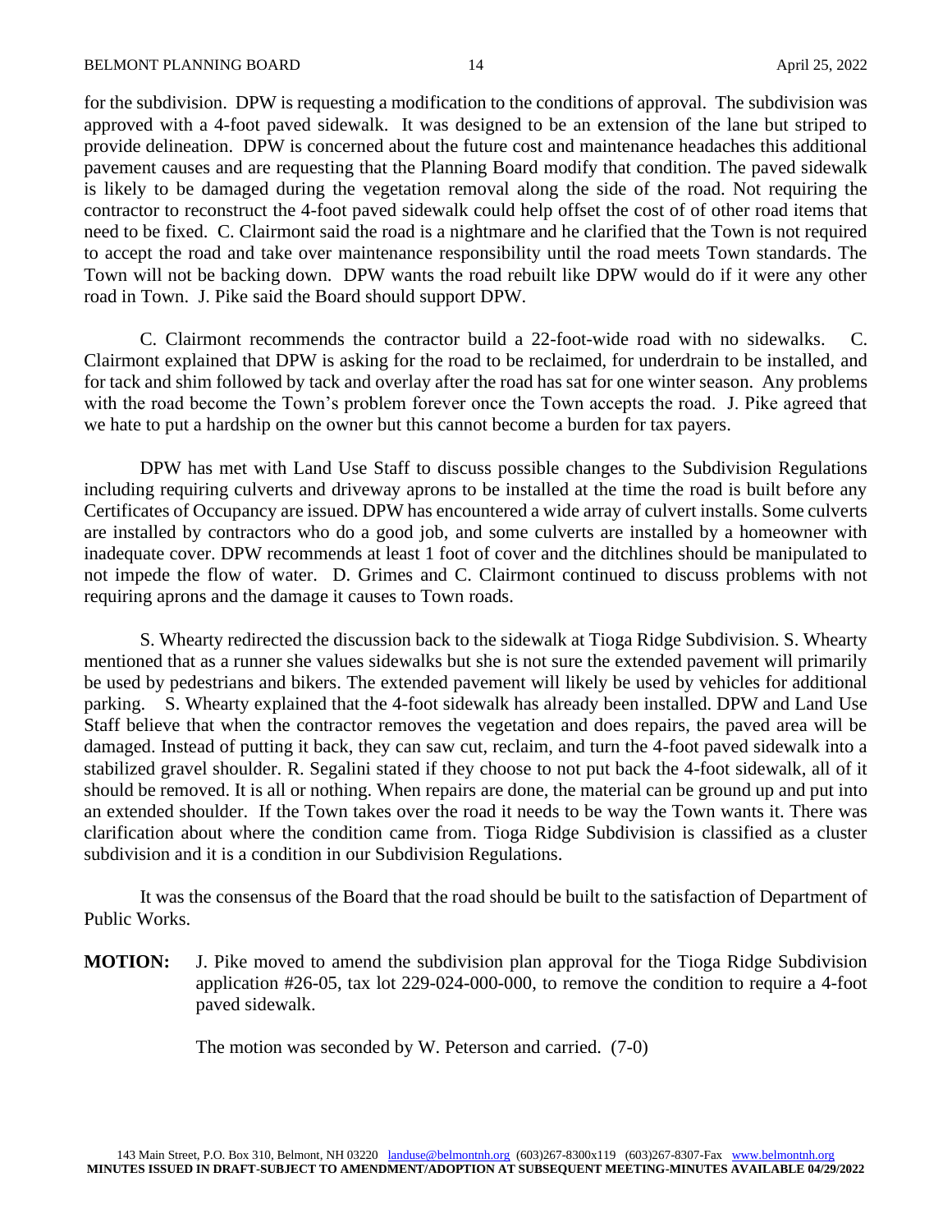for the subdivision. DPW is requesting a modification to the conditions of approval. The subdivision was approved with a 4-foot paved sidewalk. It was designed to be an extension of the lane but striped to provide delineation. DPW is concerned about the future cost and maintenance headaches this additional pavement causes and are requesting that the Planning Board modify that condition. The paved sidewalk is likely to be damaged during the vegetation removal along the side of the road. Not requiring the contractor to reconstruct the 4-foot paved sidewalk could help offset the cost of of other road items that need to be fixed. C. Clairmont said the road is a nightmare and he clarified that the Town is not required to accept the road and take over maintenance responsibility until the road meets Town standards. The Town will not be backing down. DPW wants the road rebuilt like DPW would do if it were any other road in Town. J. Pike said the Board should support DPW.

C. Clairmont recommends the contractor build a 22-foot-wide road with no sidewalks. C. Clairmont explained that DPW is asking for the road to be reclaimed, for underdrain to be installed, and for tack and shim followed by tack and overlay after the road has sat for one winter season. Any problems with the road become the Town's problem forever once the Town accepts the road. J. Pike agreed that we hate to put a hardship on the owner but this cannot become a burden for tax payers.

DPW has met with Land Use Staff to discuss possible changes to the Subdivision Regulations including requiring culverts and driveway aprons to be installed at the time the road is built before any Certificates of Occupancy are issued. DPW has encountered a wide array of culvert installs. Some culverts are installed by contractors who do a good job, and some culverts are installed by a homeowner with inadequate cover. DPW recommends at least 1 foot of cover and the ditchlines should be manipulated to not impede the flow of water. D. Grimes and C. Clairmont continued to discuss problems with not requiring aprons and the damage it causes to Town roads.

S. Whearty redirected the discussion back to the sidewalk at Tioga Ridge Subdivision. S. Whearty mentioned that as a runner she values sidewalks but she is not sure the extended pavement will primarily be used by pedestrians and bikers. The extended pavement will likely be used by vehicles for additional parking. S. Whearty explained that the 4-foot sidewalk has already been installed. DPW and Land Use Staff believe that when the contractor removes the vegetation and does repairs, the paved area will be damaged. Instead of putting it back, they can saw cut, reclaim, and turn the 4-foot paved sidewalk into a stabilized gravel shoulder. R. Segalini stated if they choose to not put back the 4-foot sidewalk, all of it should be removed. It is all or nothing. When repairs are done, the material can be ground up and put into an extended shoulder. If the Town takes over the road it needs to be way the Town wants it. There was clarification about where the condition came from. Tioga Ridge Subdivision is classified as a cluster subdivision and it is a condition in our Subdivision Regulations.

It was the consensus of the Board that the road should be built to the satisfaction of Department of Public Works.

**MOTION:** J. Pike moved to amend the subdivision plan approval for the Tioga Ridge Subdivision application #26-05, tax lot 229-024-000-000, to remove the condition to require a 4-foot paved sidewalk.

The motion was seconded by W. Peterson and carried. (7-0)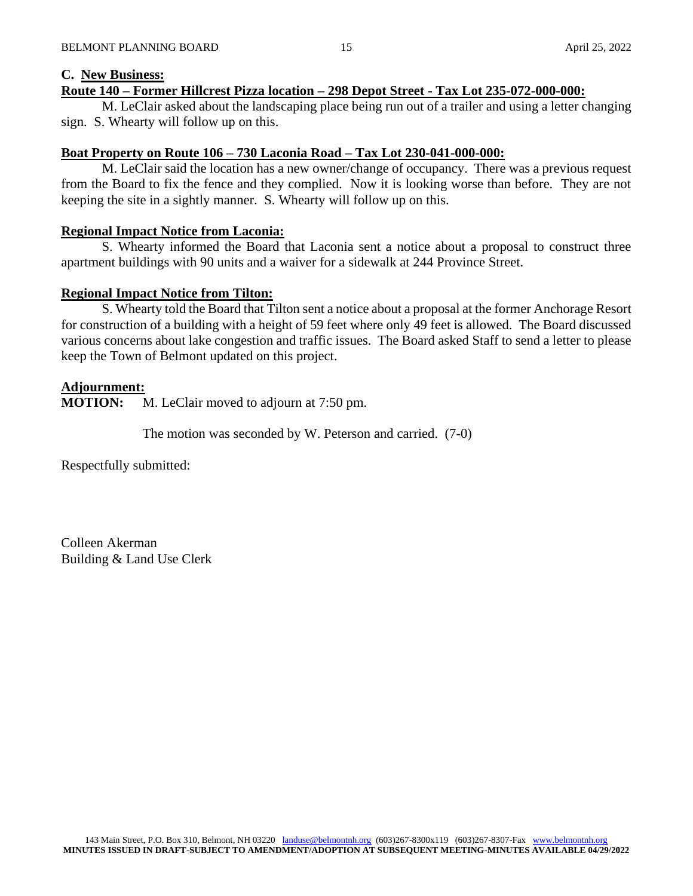**C. New Business:**

**Route 140 – Former Hillcrest Pizza location – 298 Depot Street - Tax Lot 235-072-000-000:**

M. LeClair asked about the landscaping place being run out of a trailer and using a letter changing sign. S. Whearty will follow up on this.

**Boat Property on Route 106 – 730 Laconia Road – Tax Lot 230-041-000-000:**

M. LeClair said the location has a new owner/change of occupancy. There was a previous request from the Board to fix the fence and they complied. Now it is looking worse than before. They are not keeping the site in a sightly manner. S. Whearty will follow up on this.

**Regional Impact Notice from Laconia:**

S. Whearty informed the Board that Laconia sent a notice about a proposal to construct three apartment buildings with 90 units and a waiver for a sidewalk at 244 Province Street.

**Regional Impact Notice from Tilton:**

S. Whearty told the Board that Tilton sent a notice about a proposal at the former Anchorage Resort for construction of a building with a height of 59 feet where only 49 feet is allowed. The Board discussed various concerns about lake congestion and traffic issues. The Board asked Staff to send a letter to please keep the Town of Belmont updated on this project.

**Adjournment:**

**MOTION:** M. LeClair moved to adjourn at 7:50 pm.

The motion was seconded by W. Peterson and carried. (7-0)

Respectfully submitted:

Colleen Akerman
Building & Land Use Clerk

143 Main Street, P.O. Box 310, Belmont, NH 03220 landuse@belmontnh.org (603)267-8300x119 (603)267-8307-Fax www.belmontnh.org
**MINUTES ISSUED IN DRAFT-SUBJECT TO AMENDMENT/ADOPTION AT SUBSEQUENT MEETING-MINUTES AVAILABLE 04/29/2022**